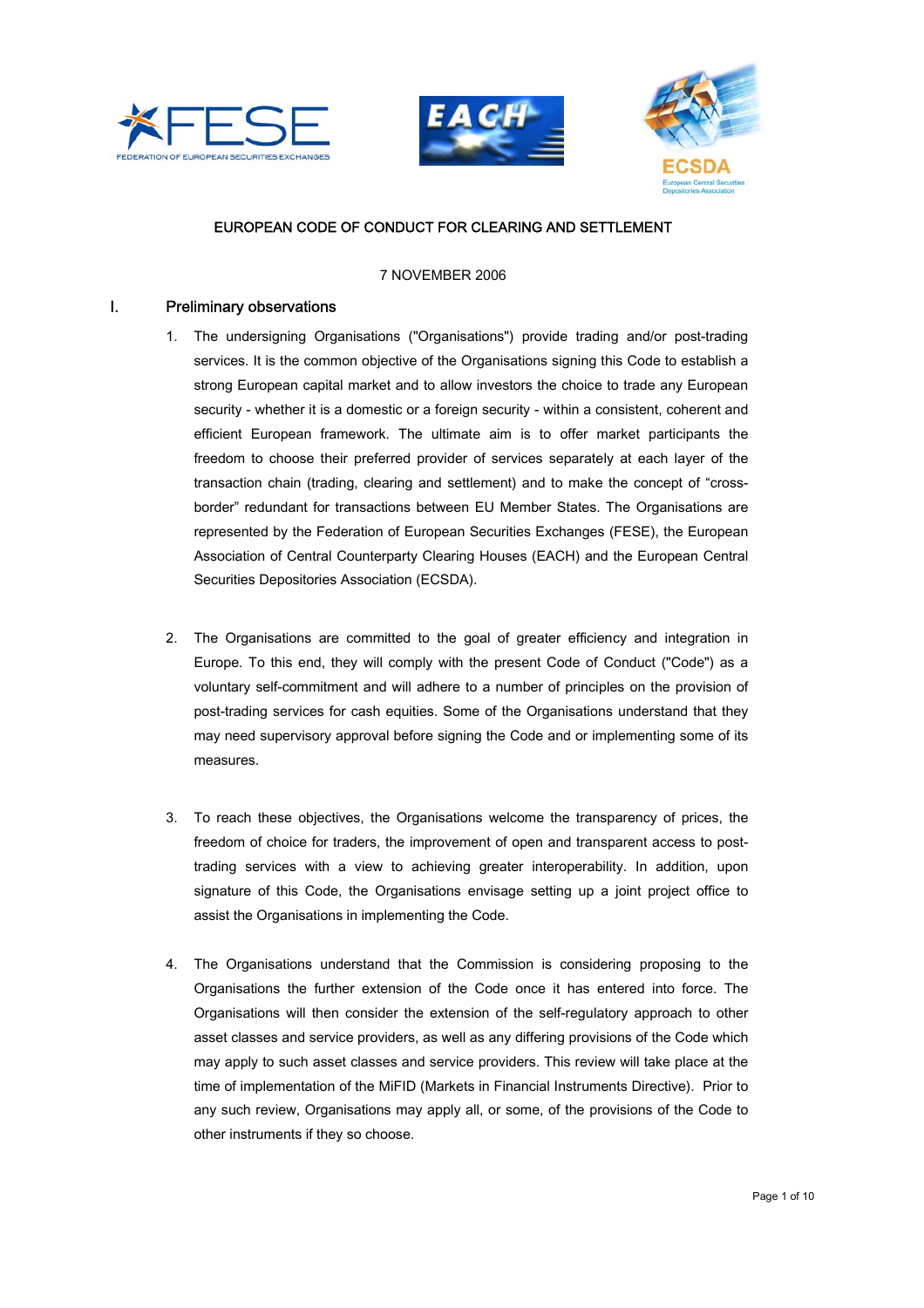# EUROPEAN CODE OF CONDUCT FOR CLEARING AND SETTLEMENT

7 NOVEMBER 2006

## I. Preliminary observations

1. The undersigning Organisations ("Organisations") provide trading and/or post-trading services. It is the common objective of the Organisations signing this Code to establish a strong European capital market and to allow investors the choice to trade any European security - whether it is a domestic or a foreign security - within a consistent, coherent and efficient European framework. The ultimate aim is to offer market participants the freedom to choose their preferred provider of services separately at each layer of the transaction chain (trading, clearing and settlement) and to make the concept of "cross-border" redundant for transactions between EU Member States. The Organisations are represented by the Federation of European Securities Exchanges (FESE), the European Association of Central Counterparty Clearing Houses (EACH) and the European Central Securities Depositories Association (ECSDA).

2. The Organisations are committed to the goal of greater efficiency and integration in Europe. To this end, they will comply with the present Code of Conduct ("Code") as a voluntary self-commitment and will adhere to a number of principles on the provision of post-trading services for cash equities. Some of the Organisations understand that they may need supervisory approval before signing the Code and or implementing some of its measures.

3. To reach these objectives, the Organisations welcome the transparency of prices, the freedom of choice for traders, the improvement of open and transparent access to post-trading services with a view to achieving greater interoperability. In addition, upon signature of this Code, the Organisations envisage setting up a joint project office to assist the Organisations in implementing the Code.

4. The Organisations understand that the Commission is considering proposing to the Organisations the further extension of the Code once it has entered into force. The Organisations will then consider the extension of the self-regulatory approach to other asset classes and service providers, as well as any differing provisions of the Code which may apply to such asset classes and service providers. This review will take place at the time of implementation of the MiFID (Markets in Financial Instruments Directive). Prior to any such review, Organisations may apply all, or some, of the provisions of the Code to other instruments if they so choose.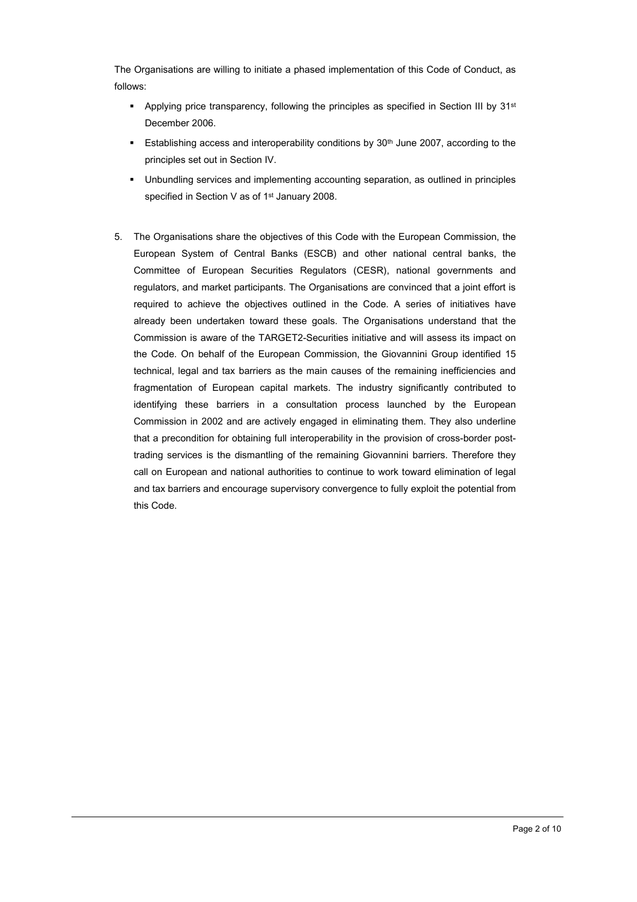The Organisations are willing to initiate a phased implementation of this Code of Conduct, as follows:

- Applying price transparency, following the principles as specified in Section III by 31st December 2006.
- Establishing access and interoperability conditions by 30th June 2007, according to the principles set out in Section IV.
- Unbundling services and implementing accounting separation, as outlined in principles specified in Section V as of 1st January 2008.

5. The Organisations share the objectives of this Code with the European Commission, the European System of Central Banks (ESCB) and other national central banks, the Committee of European Securities Regulators (CESR), national governments and regulators, and market participants. The Organisations are convinced that a joint effort is required to achieve the objectives outlined in the Code. A series of initiatives have already been undertaken toward these goals. The Organisations understand that the Commission is aware of the TARGET2-Securities initiative and will assess its impact on the Code. On behalf of the European Commission, the Giovannini Group identified 15 technical, legal and tax barriers as the main causes of the remaining inefficiencies and fragmentation of European capital markets. The industry significantly contributed to identifying these barriers in a consultation process launched by the European Commission in 2002 and are actively engaged in eliminating them. They also underline that a precondition for obtaining full interoperability in the provision of cross-border post-trading services is the dismantling of the remaining Giovannini barriers. Therefore they call on European and national authorities to continue to work toward elimination of legal and tax barriers and encourage supervisory convergence to fully exploit the potential from this Code.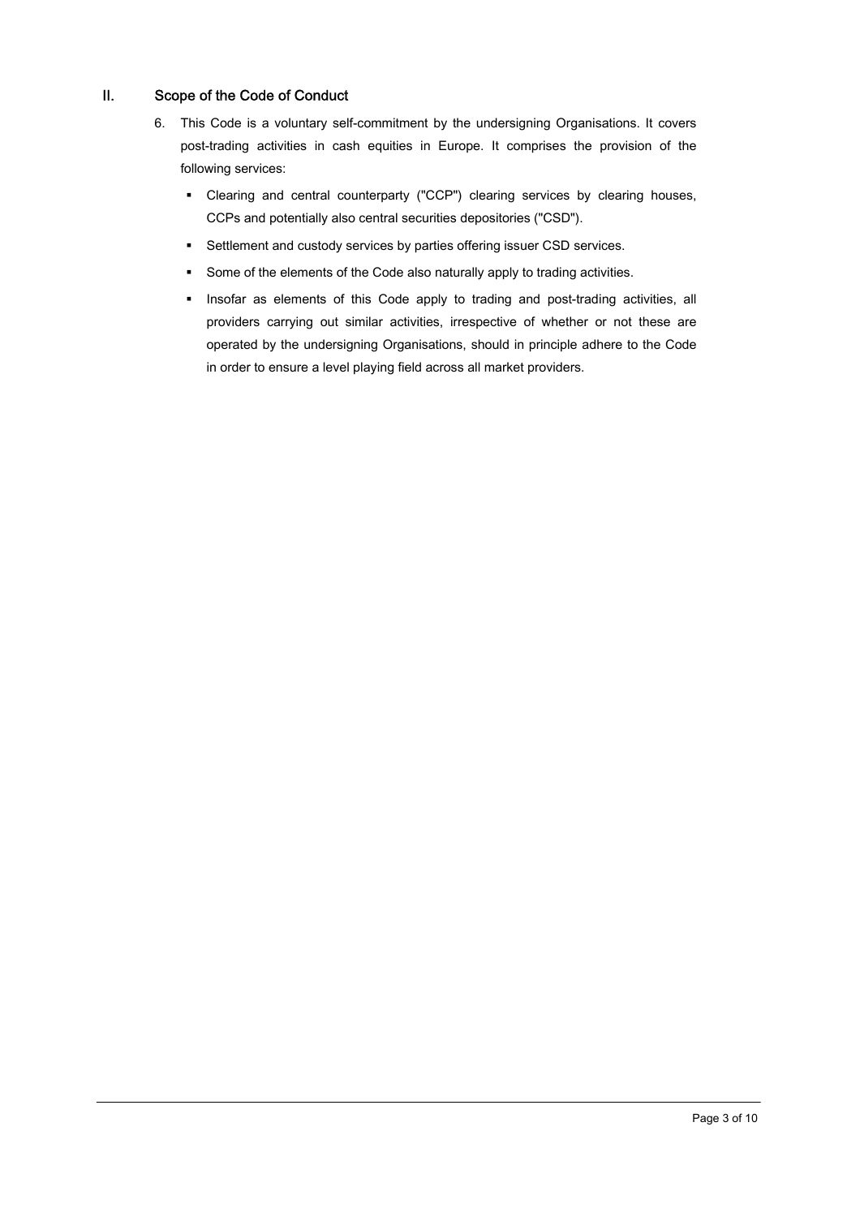## II. Scope of the Code of Conduct

6. This Code is a voluntary self-commitment by the undersigning Organisations. It covers post-trading activities in cash equities in Europe. It comprises the provision of the following services:

   - Clearing and central counterparty ("CCP") clearing services by clearing houses, CCPs and potentially also central securities depositories ("CSD").
   - Settlement and custody services by parties offering issuer CSD services.
   - Some of the elements of the Code also naturally apply to trading activities.
   - Insofar as elements of this Code apply to trading and post-trading activities, all providers carrying out similar activities, irrespective of whether or not these are operated by the undersigning Organisations, should in principle adhere to the Code in order to ensure a level playing field across all market providers.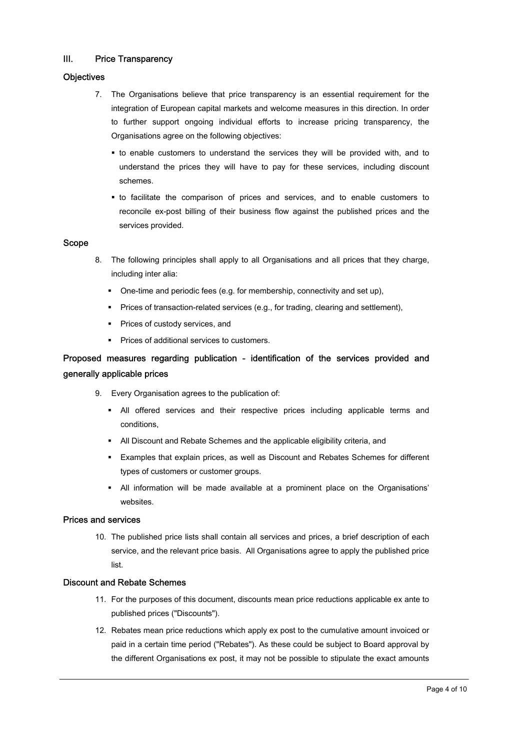## III. Price Transparency

### Objectives

7. The Organisations believe that price transparency is an essential requirement for the integration of European capital markets and welcome measures in this direction. In order to further support ongoing individual efforts to increase pricing transparency, the Organisations agree on the following objectives:

   - to enable customers to understand the services they will be provided with, and to understand the prices they will have to pay for these services, including discount schemes.
   - to facilitate the comparison of prices and services, and to enable customers to reconcile ex-post billing of their business flow against the published prices and the services provided.

### Scope

8. The following principles shall apply to all Organisations and all prices that they charge, including inter alia:

   - One-time and periodic fees (e.g. for membership, connectivity and set up),
   - Prices of transaction-related services (e.g., for trading, clearing and settlement),
   - Prices of custody services, and
   - Prices of additional services to customers.

### Proposed measures regarding publication - identification of the services provided and generally applicable prices

9. Every Organisation agrees to the publication of:

   - All offered services and their respective prices including applicable terms and conditions,
   - All Discount and Rebate Schemes and the applicable eligibility criteria, and
   - Examples that explain prices, as well as Discount and Rebates Schemes for different types of customers or customer groups.
   - All information will be made available at a prominent place on the Organisations' websites.

### Prices and services

10. The published price lists shall contain all services and prices, a brief description of each service, and the relevant price basis. All Organisations agree to apply the published price list.

### Discount and Rebate Schemes

11. For the purposes of this document, discounts mean price reductions applicable ex ante to published prices ("Discounts").

12. Rebates mean price reductions which apply ex post to the cumulative amount invoiced or paid in a certain time period ("Rebates"). As these could be subject to Board approval by the different Organisations ex post, it may not be possible to stipulate the exact amounts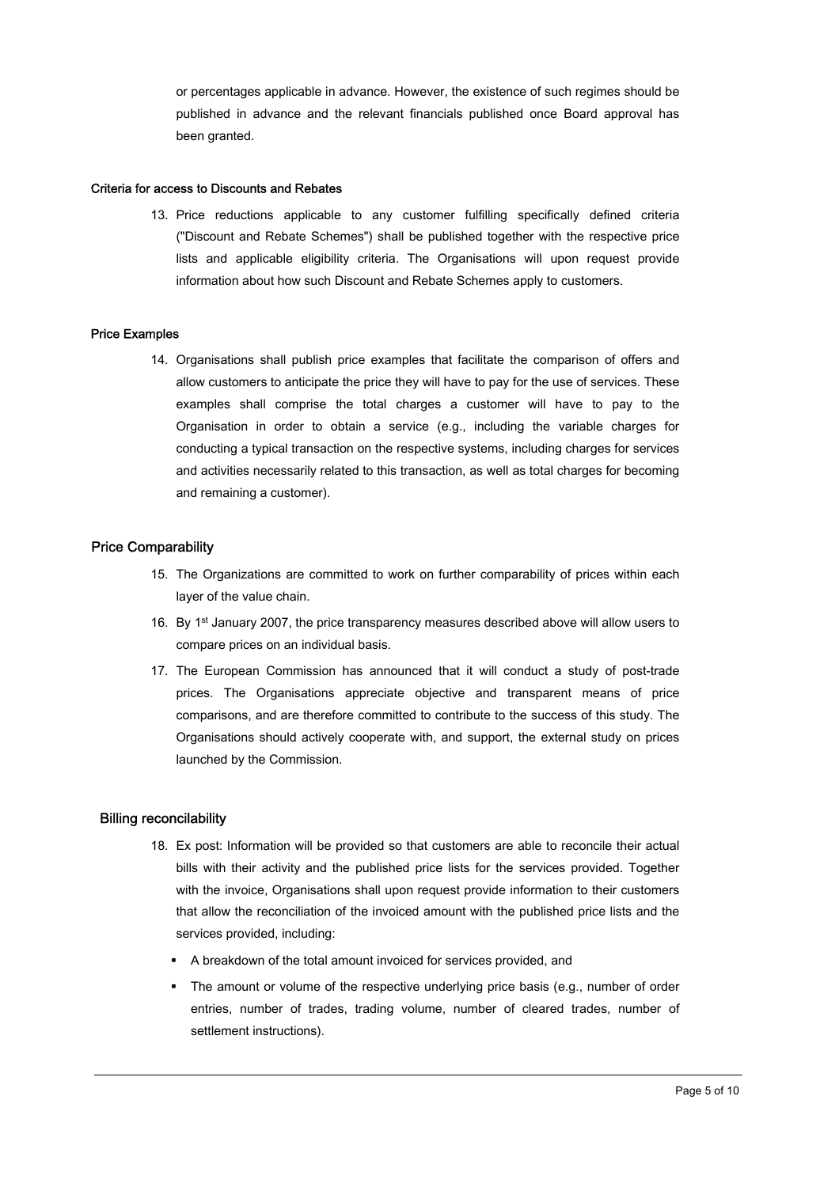or percentages applicable in advance. However, the existence of such regimes should be published in advance and the relevant financials published once Board approval has been granted.

#### Criteria for access to Discounts and Rebates

13. Price reductions applicable to any customer fulfilling specifically defined criteria ("Discount and Rebate Schemes") shall be published together with the respective price lists and applicable eligibility criteria. The Organisations will upon request provide information about how such Discount and Rebate Schemes apply to customers.

#### Price Examples

14. Organisations shall publish price examples that facilitate the comparison of offers and allow customers to anticipate the price they will have to pay for the use of services. These examples shall comprise the total charges a customer will have to pay to the Organisation in order to obtain a service (e.g., including the variable charges for conducting a typical transaction on the respective systems, including charges for services and activities necessarily related to this transaction, as well as total charges for becoming and remaining a customer).

### Price Comparability

15. The Organizations are committed to work on further comparability of prices within each layer of the value chain.
16. By 1st January 2007, the price transparency measures described above will allow users to compare prices on an individual basis.
17. The European Commission has announced that it will conduct a study of post-trade prices. The Organisations appreciate objective and transparent means of price comparisons, and are therefore committed to contribute to the success of this study. The Organisations should actively cooperate with, and support, the external study on prices launched by the Commission.

### Billing reconcilability

18. Ex post: Information will be provided so that customers are able to reconcile their actual bills with their activity and the published price lists for the services provided. Together with the invoice, Organisations shall upon request provide information to their customers that allow the reconciliation of the invoiced amount with the published price lists and the services provided, including:
    - A breakdown of the total amount invoiced for services provided, and
    - The amount or volume of the respective underlying price basis (e.g., number of order entries, number of trades, trading volume, number of cleared trades, number of settlement instructions).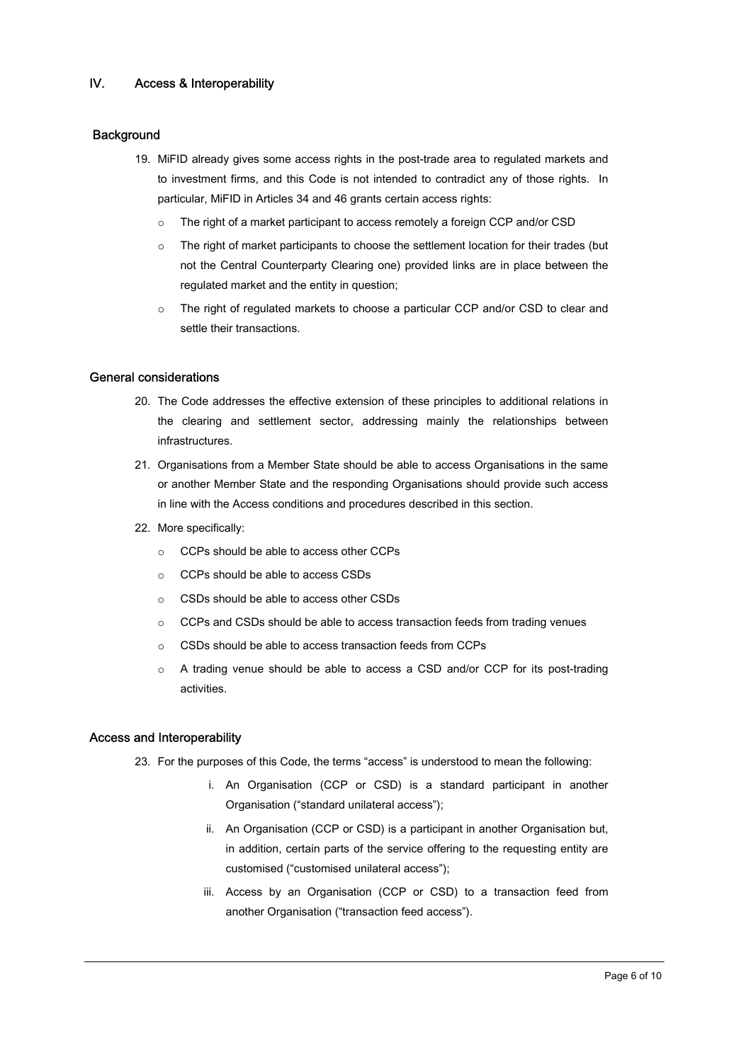## IV. Access & Interoperability

### Background

19. MiFID already gives some access rights in the post-trade area to regulated markets and to investment firms, and this Code is not intended to contradict any of those rights. In particular, MiFID in Articles 34 and 46 grants certain access rights:
    - The right of a market participant to access remotely a foreign CCP and/or CSD
    - The right of market participants to choose the settlement location for their trades (but not the Central Counterparty Clearing one) provided links are in place between the regulated market and the entity in question;
    - The right of regulated markets to choose a particular CCP and/or CSD to clear and settle their transactions.

### General considerations

20. The Code addresses the effective extension of these principles to additional relations in the clearing and settlement sector, addressing mainly the relationships between infrastructures.
21. Organisations from a Member State should be able to access Organisations in the same or another Member State and the responding Organisations should provide such access in line with the Access conditions and procedures described in this section.
22. More specifically:
    - CCPs should be able to access other CCPs
    - CCPs should be able to access CSDs
    - CSDs should be able to access other CSDs
    - CCPs and CSDs should be able to access transaction feeds from trading venues
    - CSDs should be able to access transaction feeds from CCPs
    - A trading venue should be able to access a CSD and/or CCP for its post-trading activities.

### Access and Interoperability

23. For the purposes of this Code, the terms "access" is understood to mean the following:
    1. An Organisation (CCP or CSD) is a standard participant in another Organisation ("standard unilateral access");
    2. An Organisation (CCP or CSD) is a participant in another Organisation but, in addition, certain parts of the service offering to the requesting entity are customised ("customised unilateral access");
    3. Access by an Organisation (CCP or CSD) to a transaction feed from another Organisation ("transaction feed access").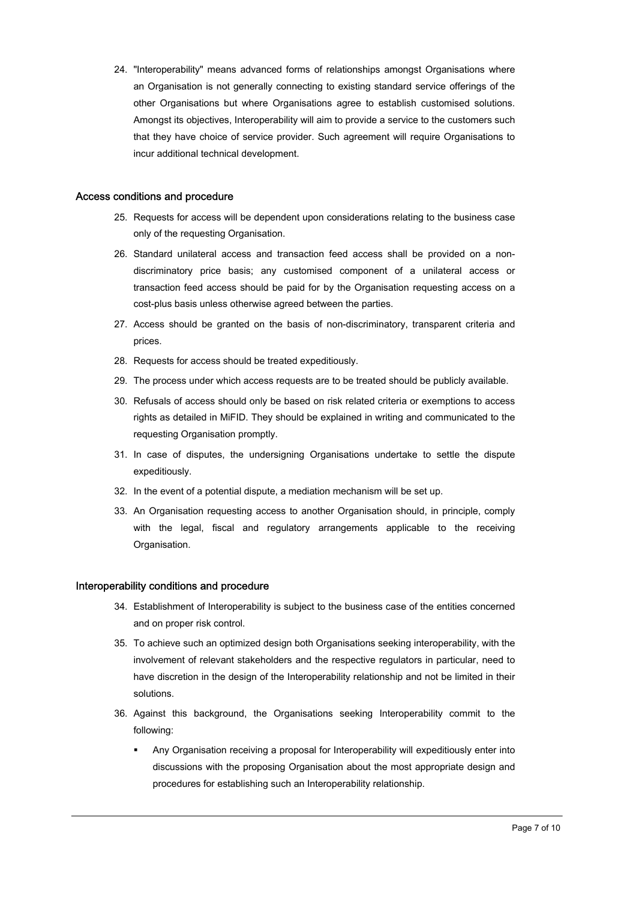24. "Interoperability" means advanced forms of relationships amongst Organisations where an Organisation is not generally connecting to existing standard service offerings of the other Organisations but where Organisations agree to establish customised solutions. Amongst its objectives, Interoperability will aim to provide a service to the customers such that they have choice of service provider. Such agreement will require Organisations to incur additional technical development.

## Access conditions and procedure

25. Requests for access will be dependent upon considerations relating to the business case only of the requesting Organisation.
26. Standard unilateral access and transaction feed access shall be provided on a non-discriminatory price basis; any customised component of a unilateral access or transaction feed access should be paid for by the Organisation requesting access on a cost-plus basis unless otherwise agreed between the parties.
27. Access should be granted on the basis of non-discriminatory, transparent criteria and prices.
28. Requests for access should be treated expeditiously.
29. The process under which access requests are to be treated should be publicly available.
30. Refusals of access should only be based on risk related criteria or exemptions to access rights as detailed in MiFID. They should be explained in writing and communicated to the requesting Organisation promptly.
31. In case of disputes, the undersigning Organisations undertake to settle the dispute expeditiously.
32. In the event of a potential dispute, a mediation mechanism will be set up.
33. An Organisation requesting access to another Organisation should, in principle, comply with the legal, fiscal and regulatory arrangements applicable to the receiving Organisation.

## Interoperability conditions and procedure

34. Establishment of Interoperability is subject to the business case of the entities concerned and on proper risk control.
35. To achieve such an optimized design both Organisations seeking interoperability, with the involvement of relevant stakeholders and the respective regulators in particular, need to have discretion in the design of the Interoperability relationship and not be limited in their solutions.
36. Against this background, the Organisations seeking Interoperability commit to the following:
    - Any Organisation receiving a proposal for Interoperability will expeditiously enter into discussions with the proposing Organisation about the most appropriate design and procedures for establishing such an Interoperability relationship.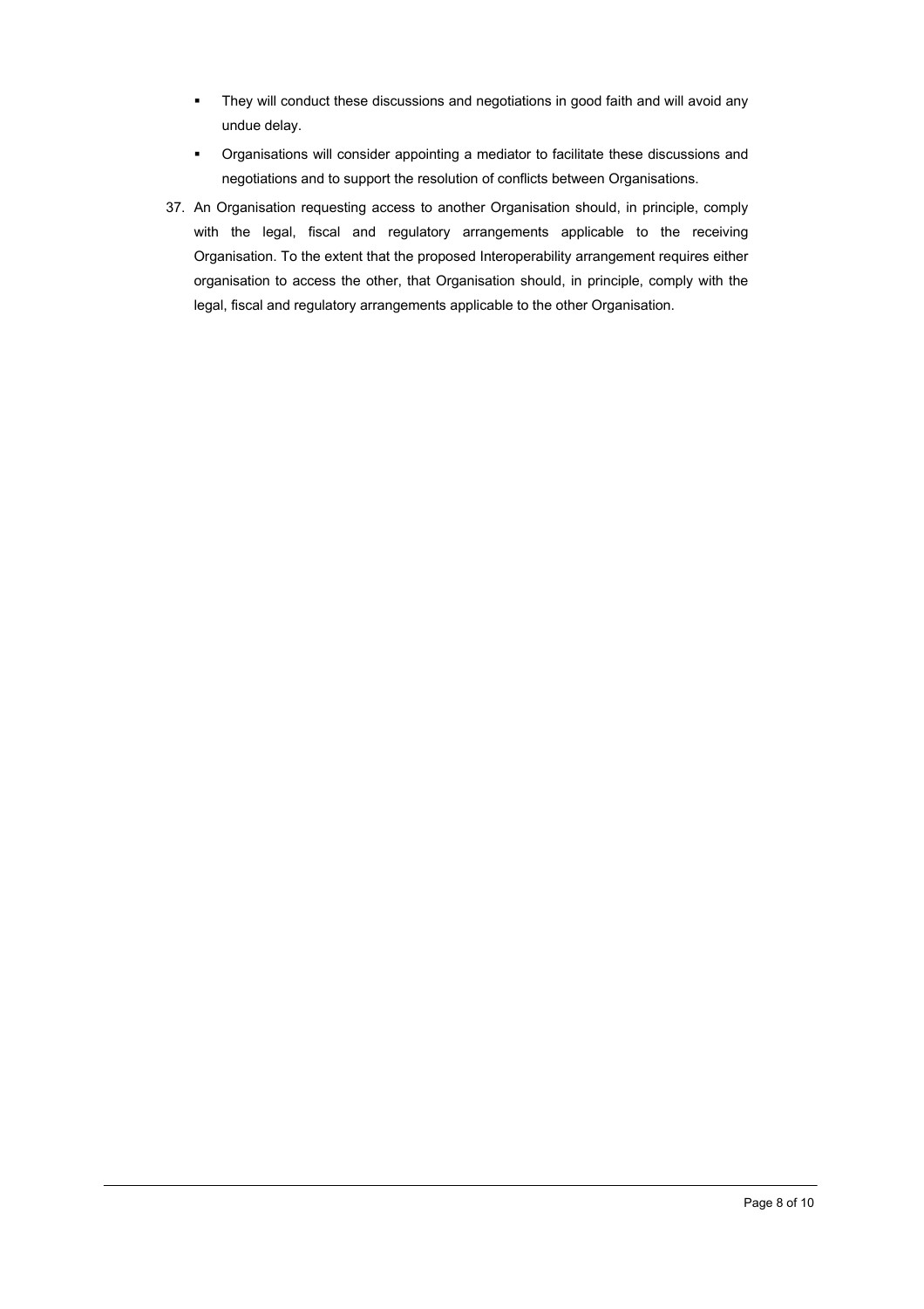- They will conduct these discussions and negotiations in good faith and will avoid any undue delay.
- Organisations will consider appointing a mediator to facilitate these discussions and negotiations and to support the resolution of conflicts between Organisations.

37. An Organisation requesting access to another Organisation should, in principle, comply with the legal, fiscal and regulatory arrangements applicable to the receiving Organisation. To the extent that the proposed Interoperability arrangement requires either organisation to access the other, that Organisation should, in principle, comply with the legal, fiscal and regulatory arrangements applicable to the other Organisation.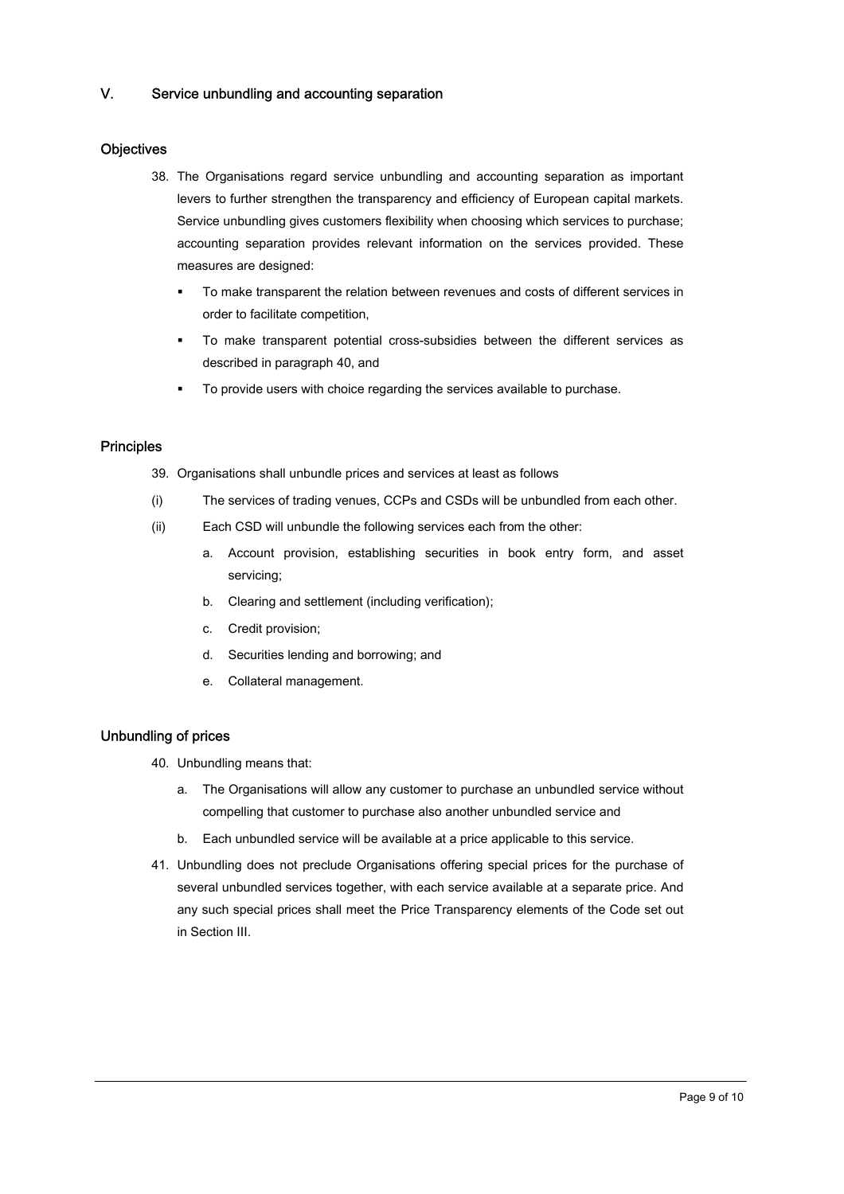## V. Service unbundling and accounting separation

### Objectives

38. The Organisations regard service unbundling and accounting separation as important levers to further strengthen the transparency and efficiency of European capital markets. Service unbundling gives customers flexibility when choosing which services to purchase; accounting separation provides relevant information on the services provided. These measures are designed:

    - To make transparent the relation between revenues and costs of different services in order to facilitate competition,
    - To make transparent potential cross-subsidies between the different services as described in paragraph 40, and
    - To provide users with choice regarding the services available to purchase.

### Principles

39. Organisations shall unbundle prices and services at least as follows

(i) The services of trading venues, CCPs and CSDs will be unbundled from each other.

(ii) Each CSD will unbundle the following services each from the other:

   a. Account provision, establishing securities in book entry form, and asset servicing;
   b. Clearing and settlement (including verification);
   c. Credit provision;
   d. Securities lending and borrowing; and
   e. Collateral management.

### Unbundling of prices

40. Unbundling means that:

   a. The Organisations will allow any customer to purchase an unbundled service without compelling that customer to purchase also another unbundled service and
   b. Each unbundled service will be available at a price applicable to this service.

41. Unbundling does not preclude Organisations offering special prices for the purchase of several unbundled services together, with each service available at a separate price. And any such special prices shall meet the Price Transparency elements of the Code set out in Section III.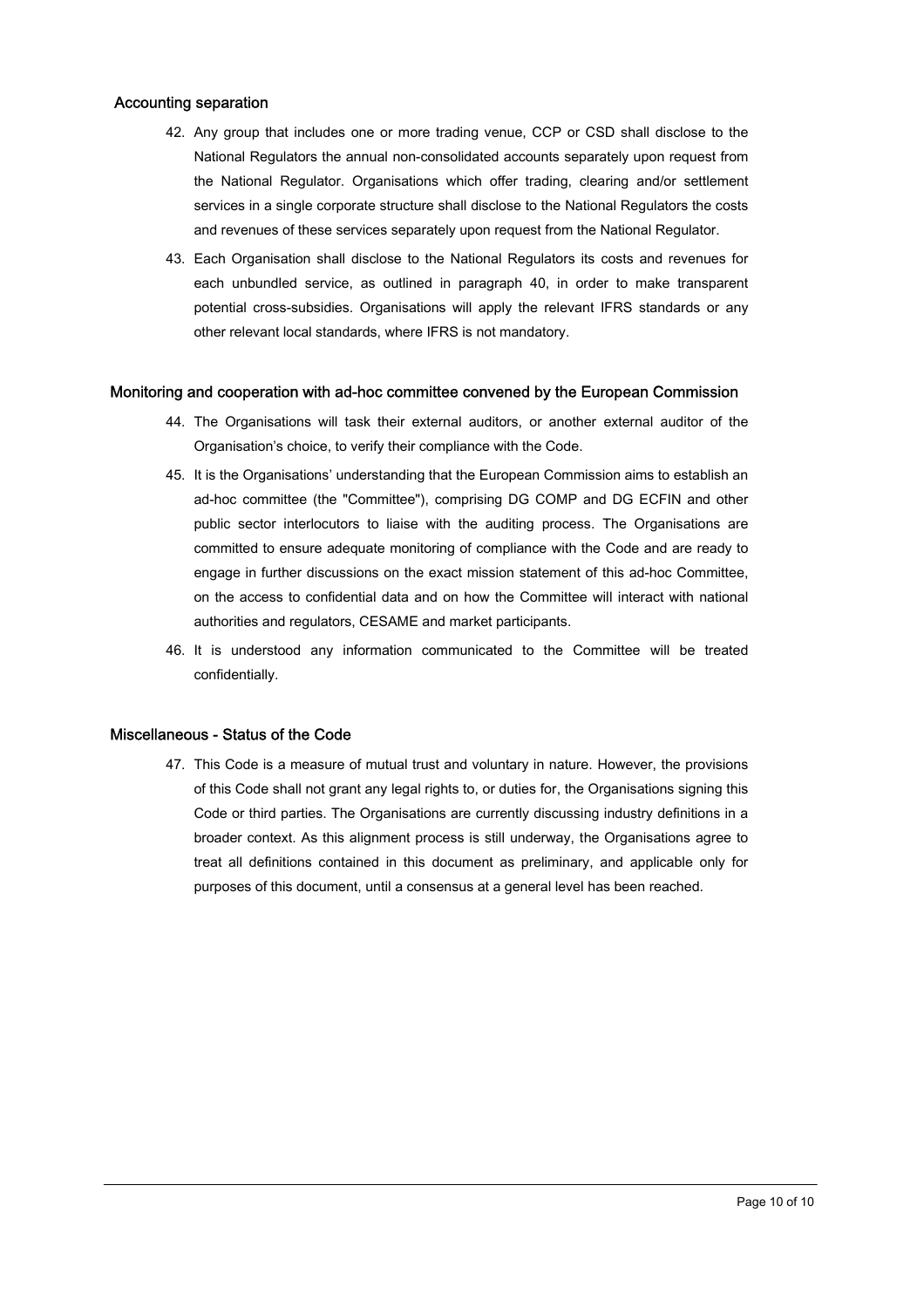## Accounting separation

42. Any group that includes one or more trading venue, CCP or CSD shall disclose to the National Regulators the annual non-consolidated accounts separately upon request from the National Regulator. Organisations which offer trading, clearing and/or settlement services in a single corporate structure shall disclose to the National Regulators the costs and revenues of these services separately upon request from the National Regulator.
43. Each Organisation shall disclose to the National Regulators its costs and revenues for each unbundled service, as outlined in paragraph 40, in order to make transparent potential cross-subsidies. Organisations will apply the relevant IFRS standards or any other relevant local standards, where IFRS is not mandatory.

## Monitoring and cooperation with ad-hoc committee convened by the European Commission

44. The Organisations will task their external auditors, or another external auditor of the Organisation's choice, to verify their compliance with the Code.
45. It is the Organisations' understanding that the European Commission aims to establish an ad-hoc committee (the "Committee"), comprising DG COMP and DG ECFIN and other public sector interlocutors to liaise with the auditing process. The Organisations are committed to ensure adequate monitoring of compliance with the Code and are ready to engage in further discussions on the exact mission statement of this ad-hoc Committee, on the access to confidential data and on how the Committee will interact with national authorities and regulators, CESAME and market participants.
46. It is understood any information communicated to the Committee will be treated confidentially.

## Miscellaneous - Status of the Code

47. This Code is a measure of mutual trust and voluntary in nature. However, the provisions of this Code shall not grant any legal rights to, or duties for, the Organisations signing this Code or third parties. The Organisations are currently discussing industry definitions in a broader context. As this alignment process is still underway, the Organisations agree to treat all definitions contained in this document as preliminary, and applicable only for purposes of this document, until a consensus at a general level has been reached.